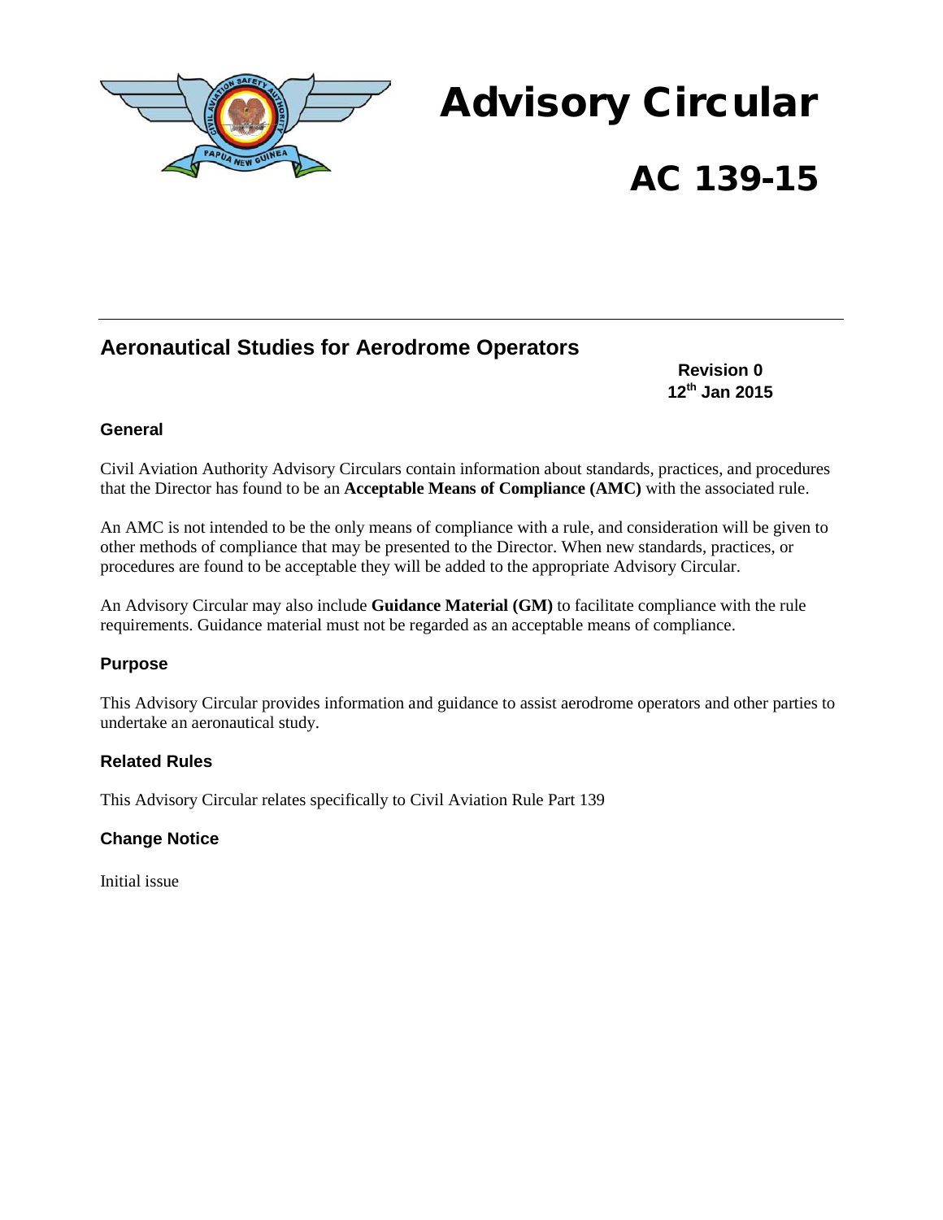# Advisory Circular

# AC 139-15

## Aeronautical Studies for Aerodrome Operators

**Revision 0**
**12th Jan 2015**

### General

Civil Aviation Authority Advisory Circulars contain information about standards, practices, and procedures that the Director has found to be an **Acceptable Means of Compliance (AMC)** with the associated rule.

An AMC is not intended to be the only means of compliance with a rule, and consideration will be given to other methods of compliance that may be presented to the Director. When new standards, practices, or procedures are found to be acceptable they will be added to the appropriate Advisory Circular.

An Advisory Circular may also include **Guidance Material (GM)** to facilitate compliance with the rule requirements. Guidance material must not be regarded as an acceptable means of compliance.

### Purpose

This Advisory Circular provides information and guidance to assist aerodrome operators and other parties to undertake an aeronautical study.

### Related Rules

This Advisory Circular relates specifically to Civil Aviation Rule Part 139

### Change Notice

Initial issue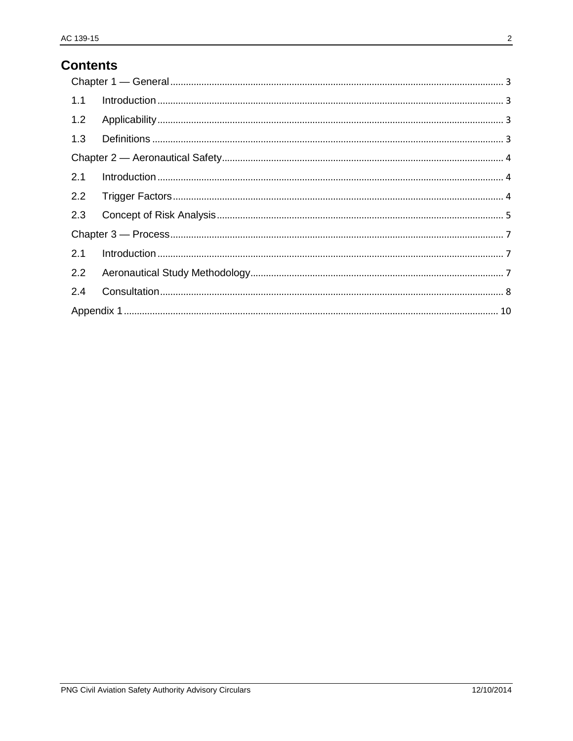# Contents

Chapter 1 — General ........ 3

1.1 Introduction ........ 3

1.2 Applicability ........ 3

1.3 Definitions ........ 3

Chapter 2 — Aeronautical Safety ........ 4

2.1 Introduction ........ 4

2.2 Trigger Factors ........ 4

2.3 Concept of Risk Analysis ........ 5

Chapter 3 — Process ........ 7

2.1 Introduction ........ 7

2.2 Aeronautical Study Methodology ........ 7

2.4 Consultation ........ 8

Appendix 1 ........ 10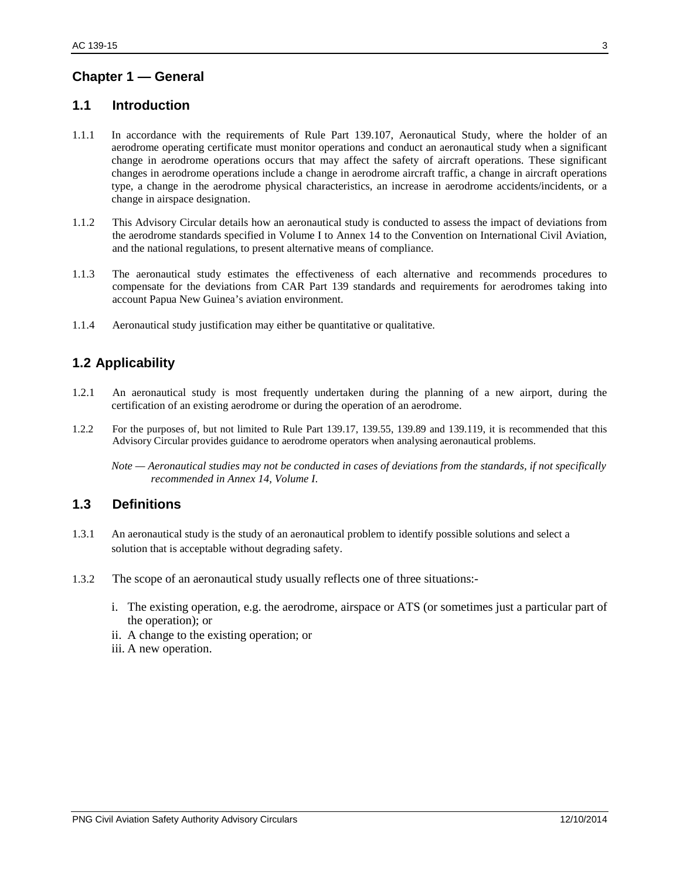## Chapter 1 — General

### 1.1 Introduction

1.1.1 In accordance with the requirements of Rule Part 139.107, Aeronautical Study, where the holder of an aerodrome operating certificate must monitor operations and conduct an aeronautical study when a significant change in aerodrome operations occurs that may affect the safety of aircraft operations. These significant changes in aerodrome operations include a change in aerodrome aircraft traffic, a change in aircraft operations type, a change in the aerodrome physical characteristics, an increase in aerodrome accidents/incidents, or a change in airspace designation.

1.1.2 This Advisory Circular details how an aeronautical study is conducted to assess the impact of deviations from the aerodrome standards specified in Volume I to Annex 14 to the Convention on International Civil Aviation, and the national regulations, to present alternative means of compliance.

1.1.3 The aeronautical study estimates the effectiveness of each alternative and recommends procedures to compensate for the deviations from CAR Part 139 standards and requirements for aerodromes taking into account Papua New Guinea's aviation environment.

1.1.4 Aeronautical study justification may either be quantitative or qualitative.

### 1.2 Applicability

1.2.1 An aeronautical study is most frequently undertaken during the planning of a new airport, during the certification of an existing aerodrome or during the operation of an aerodrome.

1.2.2 For the purposes of, but not limited to Rule Part 139.17, 139.55, 139.89 and 139.119, it is recommended that this Advisory Circular provides guidance to aerodrome operators when analysing aeronautical problems.

*Note — Aeronautical studies may not be conducted in cases of deviations from the standards, if not specifically recommended in Annex 14, Volume I.*

### 1.3 Definitions

1.3.1 An aeronautical study is the study of an aeronautical problem to identify possible solutions and select a solution that is acceptable without degrading safety.

1.3.2 The scope of an aeronautical study usually reflects one of three situations:-

i. The existing operation, e.g. the aerodrome, airspace or ATS (or sometimes just a particular part of the operation); or
ii. A change to the existing operation; or
iii. A new operation.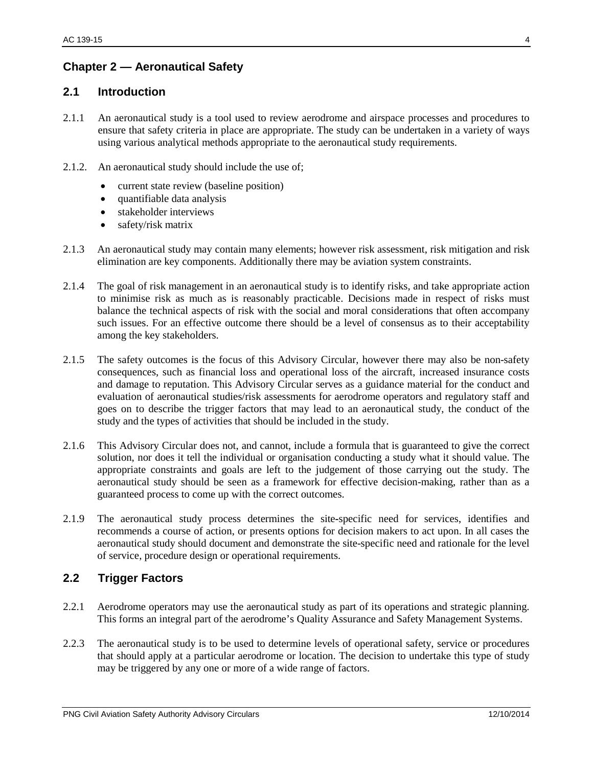## Chapter 2 — Aeronautical Safety

### 2.1 Introduction

2.1.1 An aeronautical study is a tool used to review aerodrome and airspace processes and procedures to ensure that safety criteria in place are appropriate. The study can be undertaken in a variety of ways using various analytical methods appropriate to the aeronautical study requirements.

2.1.2. An aeronautical study should include the use of;

- current state review (baseline position)
- quantifiable data analysis
- stakeholder interviews
- safety/risk matrix

2.1.3 An aeronautical study may contain many elements; however risk assessment, risk mitigation and risk elimination are key components. Additionally there may be aviation system constraints.

2.1.4 The goal of risk management in an aeronautical study is to identify risks, and take appropriate action to minimise risk as much as is reasonably practicable. Decisions made in respect of risks must balance the technical aspects of risk with the social and moral considerations that often accompany such issues. For an effective outcome there should be a level of consensus as to their acceptability among the key stakeholders.

2.1.5 The safety outcomes is the focus of this Advisory Circular, however there may also be non-safety consequences, such as financial loss and operational loss of the aircraft, increased insurance costs and damage to reputation. This Advisory Circular serves as a guidance material for the conduct and evaluation of aeronautical studies/risk assessments for aerodrome operators and regulatory staff and goes on to describe the trigger factors that may lead to an aeronautical study, the conduct of the study and the types of activities that should be included in the study.

2.1.6 This Advisory Circular does not, and cannot, include a formula that is guaranteed to give the correct solution, nor does it tell the individual or organisation conducting a study what it should value. The appropriate constraints and goals are left to the judgement of those carrying out the study. The aeronautical study should be seen as a framework for effective decision-making, rather than as a guaranteed process to come up with the correct outcomes.

2.1.9 The aeronautical study process determines the site-specific need for services, identifies and recommends a course of action, or presents options for decision makers to act upon. In all cases the aeronautical study should document and demonstrate the site-specific need and rationale for the level of service, procedure design or operational requirements.

### 2.2 Trigger Factors

2.2.1 Aerodrome operators may use the aeronautical study as part of its operations and strategic planning. This forms an integral part of the aerodrome's Quality Assurance and Safety Management Systems.

2.2.3 The aeronautical study is to be used to determine levels of operational safety, service or procedures that should apply at a particular aerodrome or location. The decision to undertake this type of study may be triggered by any one or more of a wide range of factors.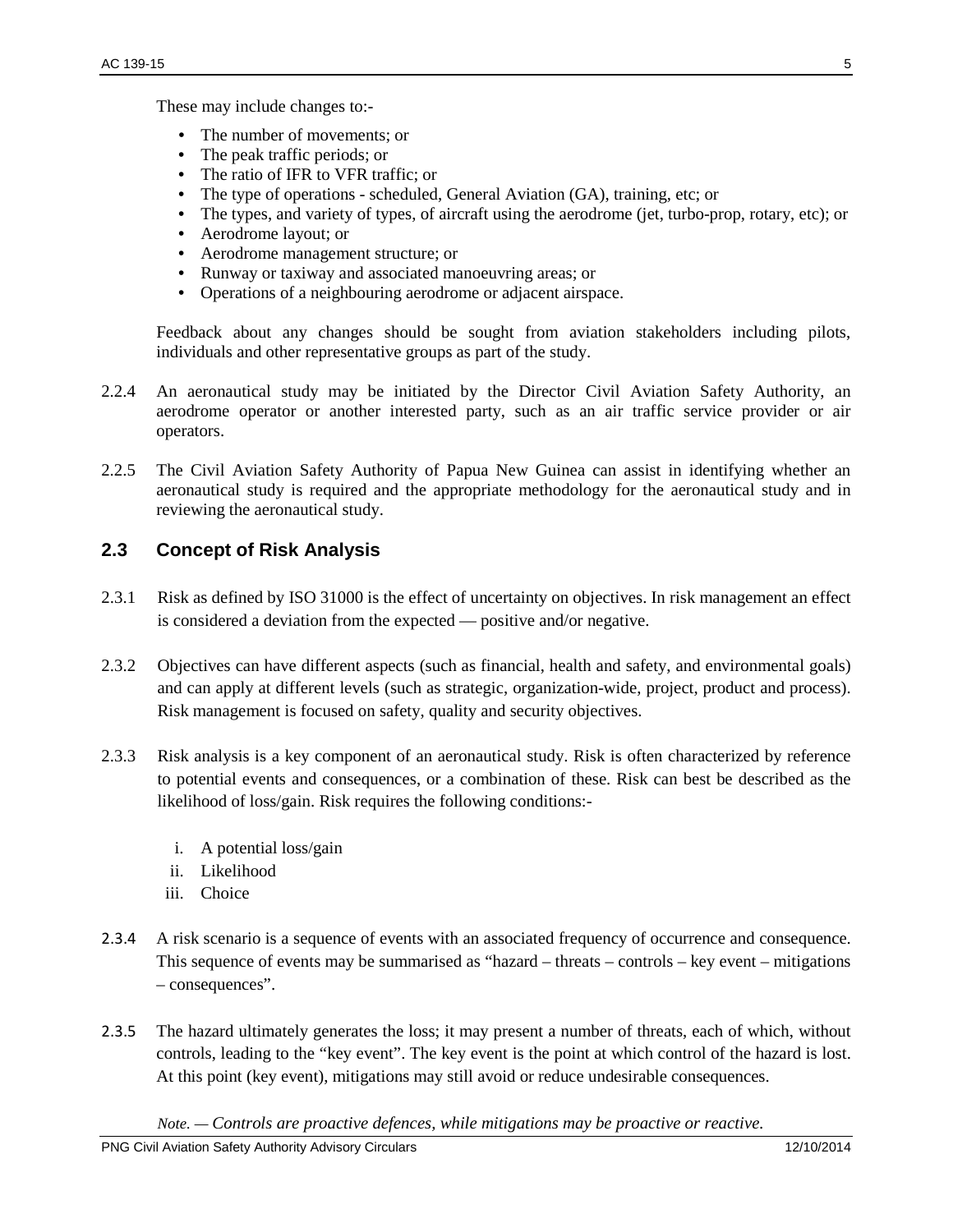These may include changes to:-

- The number of movements; or
- The peak traffic periods; or
- The ratio of IFR to VFR traffic; or
- The type of operations - scheduled, General Aviation (GA), training, etc; or
- The types, and variety of types, of aircraft using the aerodrome (jet, turbo-prop, rotary, etc); or
- Aerodrome layout; or
- Aerodrome management structure; or
- Runway or taxiway and associated manoeuvring areas; or
- Operations of a neighbouring aerodrome or adjacent airspace.

Feedback about any changes should be sought from aviation stakeholders including pilots, individuals and other representative groups as part of the study.

2.2.4 An aeronautical study may be initiated by the Director Civil Aviation Safety Authority, an aerodrome operator or another interested party, such as an air traffic service provider or air operators.

2.2.5 The Civil Aviation Safety Authority of Papua New Guinea can assist in identifying whether an aeronautical study is required and the appropriate methodology for the aeronautical study and in reviewing the aeronautical study.

## 2.3 Concept of Risk Analysis

2.3.1 Risk as defined by ISO 31000 is the effect of uncertainty on objectives. In risk management an effect is considered a deviation from the expected — positive and/or negative.

2.3.2 Objectives can have different aspects (such as financial, health and safety, and environmental goals) and can apply at different levels (such as strategic, organization-wide, project, product and process). Risk management is focused on safety, quality and security objectives.

2.3.3 Risk analysis is a key component of an aeronautical study. Risk is often characterized by reference to potential events and consequences, or a combination of these. Risk can best be described as the likelihood of loss/gain. Risk requires the following conditions:-

i. A potential loss/gain
ii. Likelihood
iii. Choice

2.3.4 A risk scenario is a sequence of events with an associated frequency of occurrence and consequence. This sequence of events may be summarised as “hazard – threats – controls – key event – mitigations – consequences”.

2.3.5 The hazard ultimately generates the loss; it may present a number of threats, each of which, without controls, leading to the “key event”. The key event is the point at which control of the hazard is lost. At this point (key event), mitigations may still avoid or reduce undesirable consequences.

*Note. — Controls are proactive defences, while mitigations may be proactive or reactive.*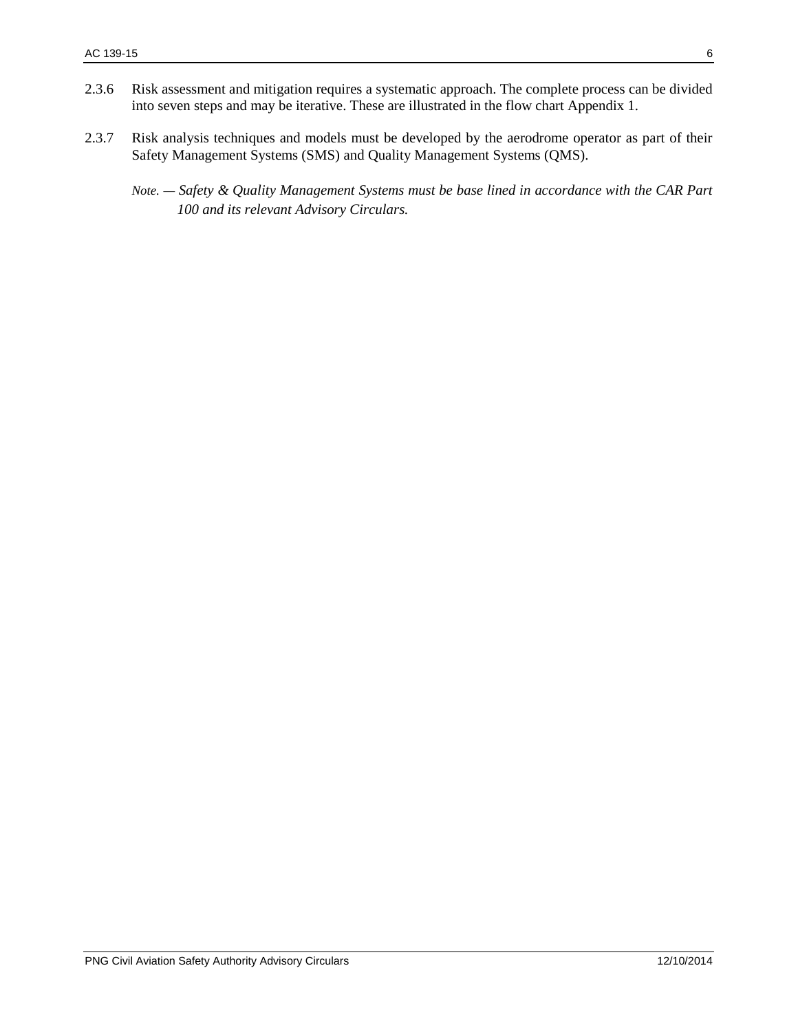2.3.6 Risk assessment and mitigation requires a systematic approach. The complete process can be divided into seven steps and may be iterative. These are illustrated in the flow chart Appendix 1.

2.3.7 Risk analysis techniques and models must be developed by the aerodrome operator as part of their Safety Management Systems (SMS) and Quality Management Systems (QMS).

*Note. — Safety & Quality Management Systems must be base lined in accordance with the CAR Part 100 and its relevant Advisory Circulars.*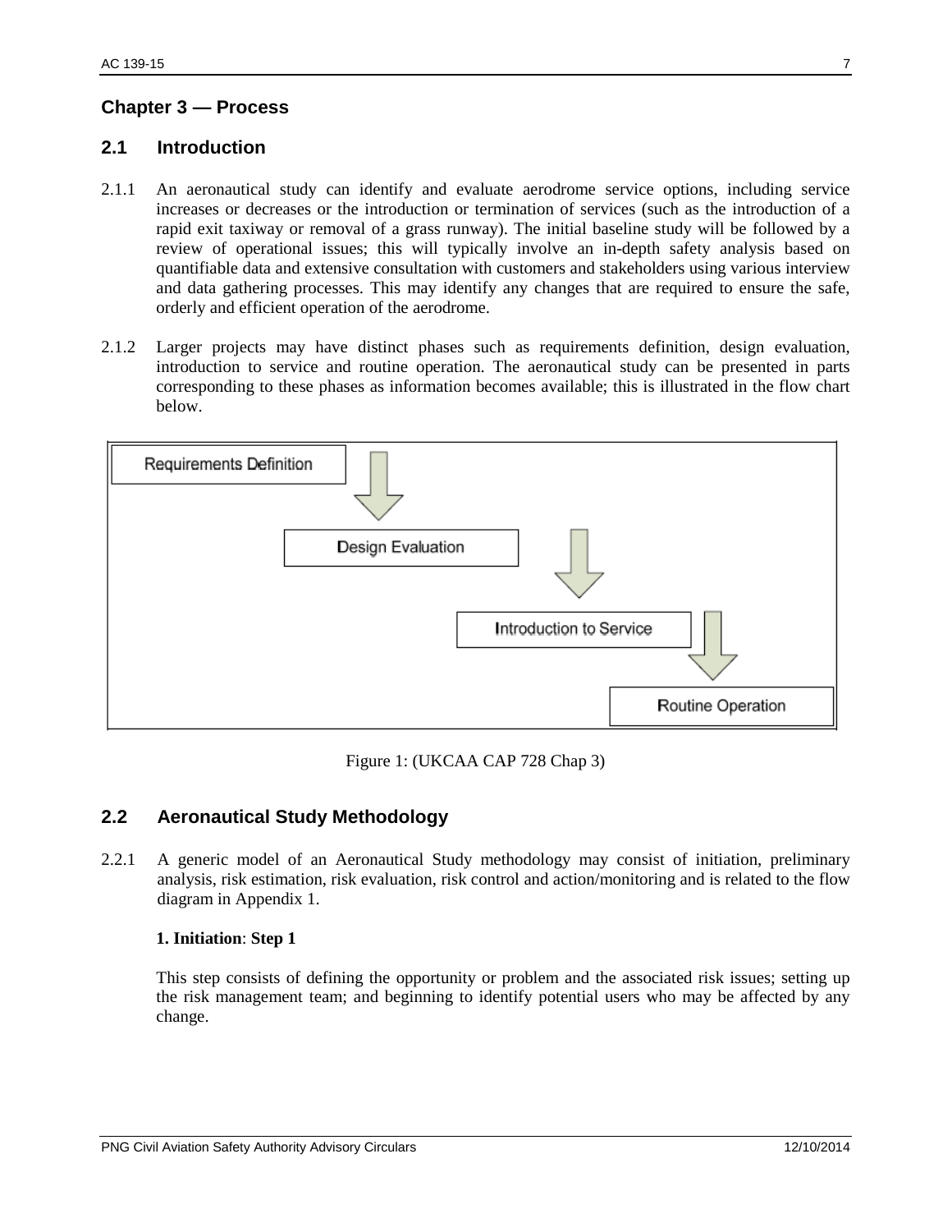## Chapter 3 — Process

### 2.1 Introduction

2.1.1 An aeronautical study can identify and evaluate aerodrome service options, including service increases or decreases or the introduction or termination of services (such as the introduction of a rapid exit taxiway or removal of a grass runway). The initial baseline study will be followed by a review of operational issues; this will typically involve an in-depth safety analysis based on quantifiable data and extensive consultation with customers and stakeholders using various interview and data gathering processes. This may identify any changes that are required to ensure the safe, orderly and efficient operation of the aerodrome.

2.1.2 Larger projects may have distinct phases such as requirements definition, design evaluation, introduction to service and routine operation. The aeronautical study can be presented in parts corresponding to these phases as information becomes available; this is illustrated in the flow chart below.

Requirements Definition → Design Evaluation → Introduction to Service → Routine Operation

Figure 1: (UKCAA CAP 728 Chap 3)

### 2.2 Aeronautical Study Methodology

2.2.1 A generic model of an Aeronautical Study methodology may consist of initiation, preliminary analysis, risk estimation, risk evaluation, risk control and action/monitoring and is related to the flow diagram in Appendix 1.

**1. Initiation**: **Step 1**

This step consists of defining the opportunity or problem and the associated risk issues; setting up the risk management team; and beginning to identify potential users who may be affected by any change.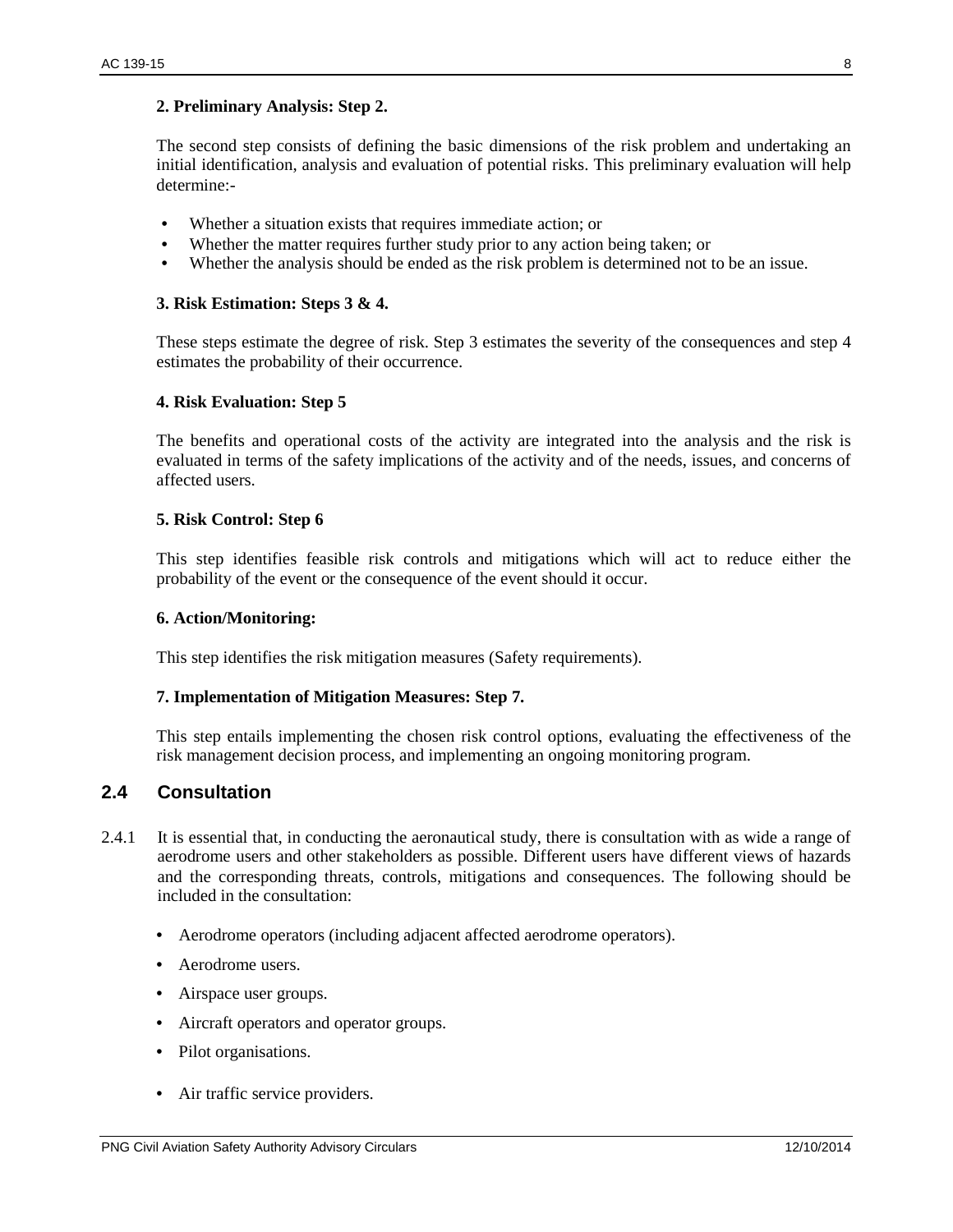**2. Preliminary Analysis: Step 2.**

The second step consists of defining the basic dimensions of the risk problem and undertaking an initial identification, analysis and evaluation of potential risks. This preliminary evaluation will help determine:-

- Whether a situation exists that requires immediate action; or
- Whether the matter requires further study prior to any action being taken; or
- Whether the analysis should be ended as the risk problem is determined not to be an issue.

**3. Risk Estimation: Steps 3 & 4.**

These steps estimate the degree of risk. Step 3 estimates the severity of the consequences and step 4 estimates the probability of their occurrence.

**4. Risk Evaluation: Step 5**

The benefits and operational costs of the activity are integrated into the analysis and the risk is evaluated in terms of the safety implications of the activity and of the needs, issues, and concerns of affected users.

**5. Risk Control: Step 6**

This step identifies feasible risk controls and mitigations which will act to reduce either the probability of the event or the consequence of the event should it occur.

**6. Action/Monitoring:**

This step identifies the risk mitigation measures (Safety requirements).

**7. Implementation of Mitigation Measures: Step 7.**

This step entails implementing the chosen risk control options, evaluating the effectiveness of the risk management decision process, and implementing an ongoing monitoring program.

## 2.4 Consultation

2.4.1 It is essential that, in conducting the aeronautical study, there is consultation with as wide a range of aerodrome users and other stakeholders as possible. Different users have different views of hazards and the corresponding threats, controls, mitigations and consequences. The following should be included in the consultation:

- Aerodrome operators (including adjacent affected aerodrome operators).
- Aerodrome users.
- Airspace user groups.
- Aircraft operators and operator groups.
- Pilot organisations.
- Air traffic service providers.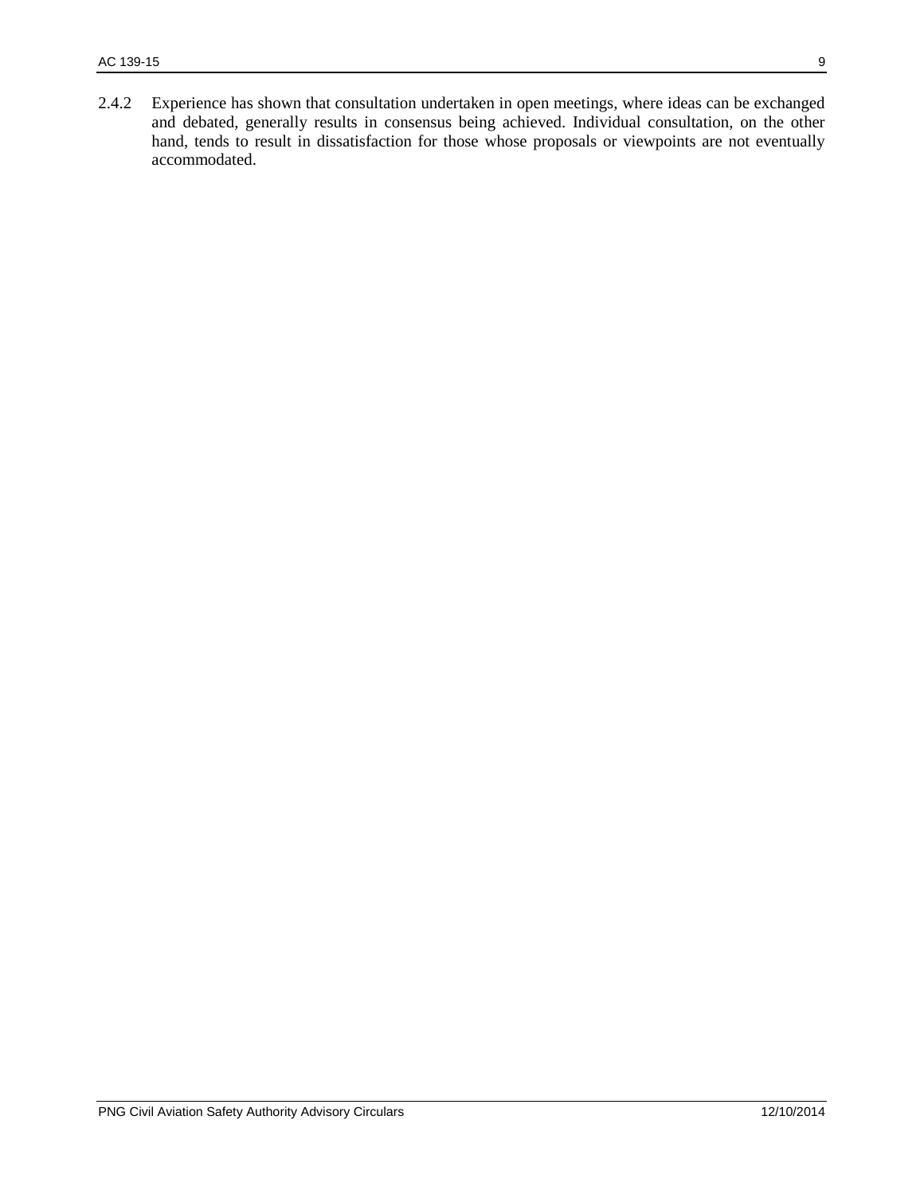2.4.2 Experience has shown that consultation undertaken in open meetings, where ideas can be exchanged and debated, generally results in consensus being achieved. Individual consultation, on the other hand, tends to result in dissatisfaction for those whose proposals or viewpoints are not eventually accommodated.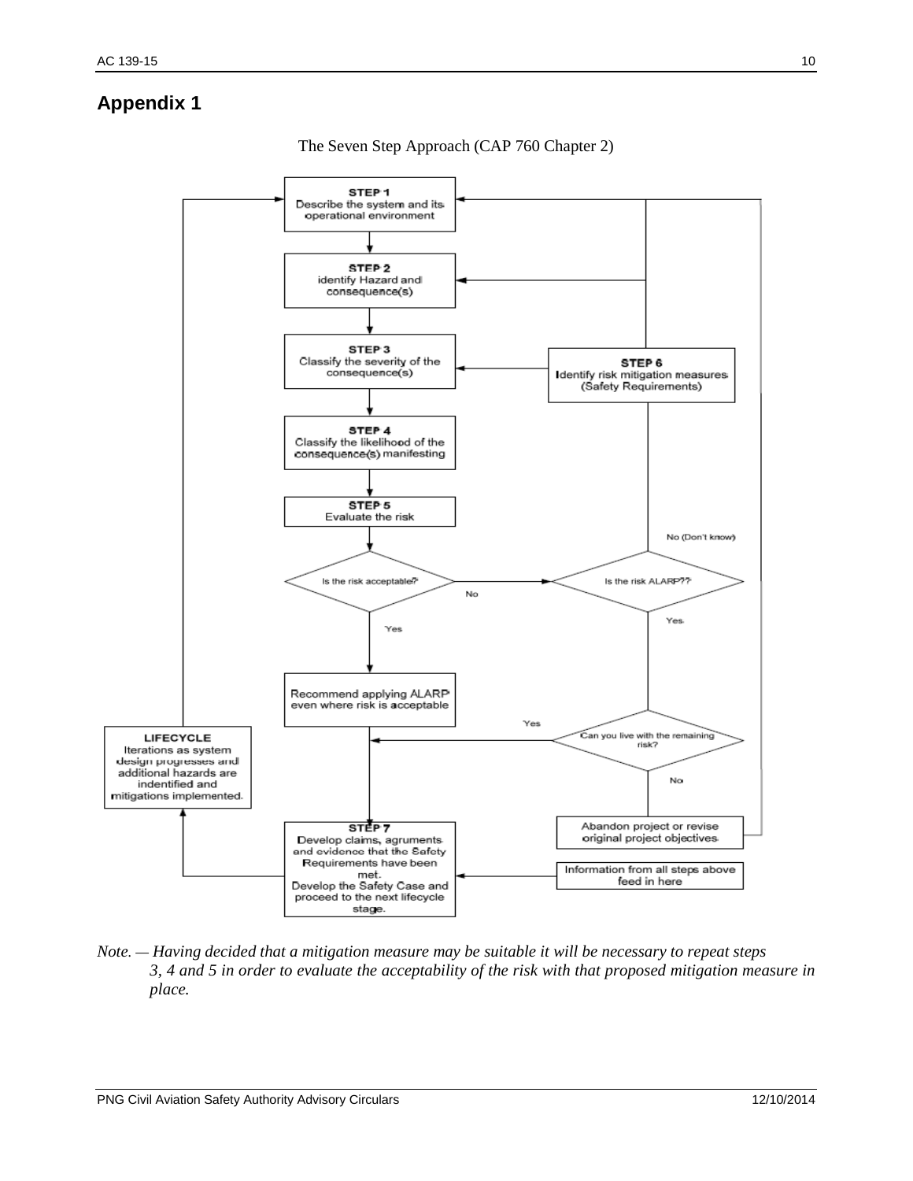# Appendix 1

The Seven Step Approach (CAP 760 Chapter 2)

STEP 1
Describe the system and its operational environment

STEP 2
identify Hazard and consequence(s)

STEP 3
Classify the severity of the consequence(s)

STEP 4
Classify the likelihood of the consequence(s) manifesting

STEP 5
Evaluate the risk

Is the risk acceptable?

No

Yes

Is the risk ALARP??

No (Don't know)

Yes

STEP 6
Identify risk mitigation measures (Safety Requirements)

Recommend applying ALARP even where risk is acceptable

Can you live with the remaining risk?

Yes

No

Abandon project or revise original project objectives

LIFECYCLE
Iterations as system design progresses and additional hazards are indentified and mitigations implemented.

STEP 7
Develop claims, agruments and evidence that the Safety Requirements have been met.
Develop the Safety Case and proceed to the next lifecycle stage.

Information from all steps above feed in here

*Note. — Having decided that a mitigation measure may be suitable it will be necessary to repeat steps 3, 4 and 5 in order to evaluate the acceptability of the risk with that proposed mitigation measure in place.*